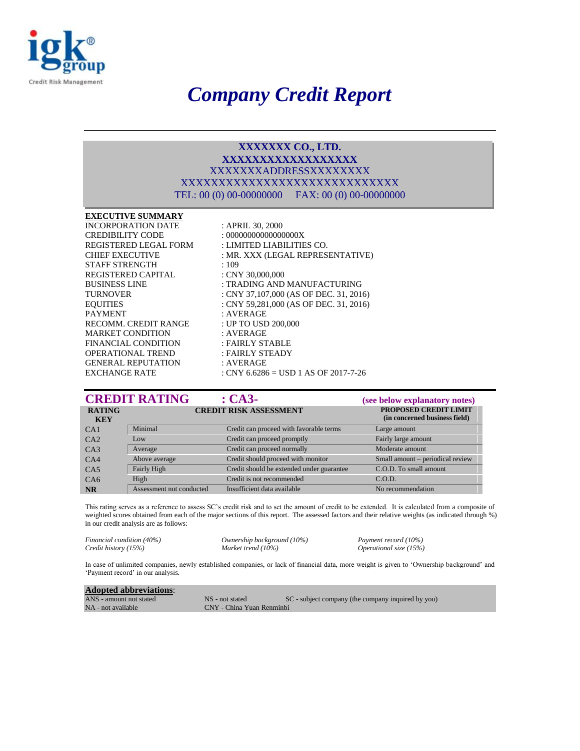# Company Credit Report

**XXXXXXX CO., LTD.**
**XXXXXXXXXXXXXXXXXX**
XXXXXXXADDRESSXXXXXXXXX
XXXXXXXXXXXXXXXXXXXXXXXXXXXX
TEL: 00 (0) 00-00000000     FAX: 00 (0) 00-00000000

## EXECUTIVE SUMMARY

| | |
|---|---|
| INCORPORATION DATE | : APRIL 30, 2000 |
| CREDIBILITY CODE | : 00000000000000000X |
| REGISTERED LEGAL FORM | : LIMITED LIABILITIES CO. |
| CHIEF EXECUTIVE | : MR. XXX (LEGAL REPRESENTATIVE) |
| STAFF STRENGTH | : 109 |
| REGISTERED CAPITAL | : CNY 30,000,000 |
| BUSINESS LINE | : TRADING AND MANUFACTURING |
| TURNOVER | : CNY 37,107,000 (AS OF DEC. 31, 2016) |
| EQUITIES | : CNY 59,281,000 (AS OF DEC. 31, 2016) |
| PAYMENT | : AVERAGE |
| RECOMM. CREDIT RANGE | : UP TO USD 200,000 |
| MARKET CONDITION | : AVERAGE |
| FINANCIAL CONDITION | : FAIRLY STABLE |
| OPERATIONAL TREND | : FAIRLY STEADY |
| GENERAL REPUTATION | : AVERAGE |
| EXCHANGE RATE | : CNY 6.6286 = USD 1 AS OF 2017-7-26 |

## CREDIT RATING : CA3-

(see below explanatory notes)

| RATING KEY | CREDIT RISK ASSESSMENT | | PROPOSED CREDIT LIMIT (in concerned business field) |
|---|---|---|---|
| CA1 | Minimal | Credit can proceed with favorable terms | Large amount |
| CA2 | Low | Credit can proceed promptly | Fairly large amount |
| CA3 | Average | Credit can proceed normally | Moderate amount |
| CA4 | Above average | Credit should proceed with monitor | Small amount – periodical review |
| CA5 | Fairly High | Credit should be extended under guarantee | C.O.D. To small amount |
| CA6 | High | Credit is not recommended | C.O.D. |
| **NR** | Assessment not conducted | Insufficient data available | No recommendation |

This rating serves as a reference to assess SC's credit risk and to set the amount of credit to be extended. It is calculated from a composite of weighted scores obtained from each of the major sections of this report. The assessed factors and their relative weights (as indicated through %) in our credit analysis are as follows:

*Financial condition (40%)*
*Credit history (15%)*
*Ownership background (10%)*
*Market trend (10%)*
*Payment record (10%)*
*Operational size (15%)*

In case of unlimited companies, newly established companies, or lack of financial data, more weight is given to 'Ownership background' and 'Payment record' in our analysis.

**Adopted abbreviations**:

ANS - amount not stated
NA - not available
NS - not stated
CNY - China Yuan Renminbi
SC - subject company (the company inquired by you)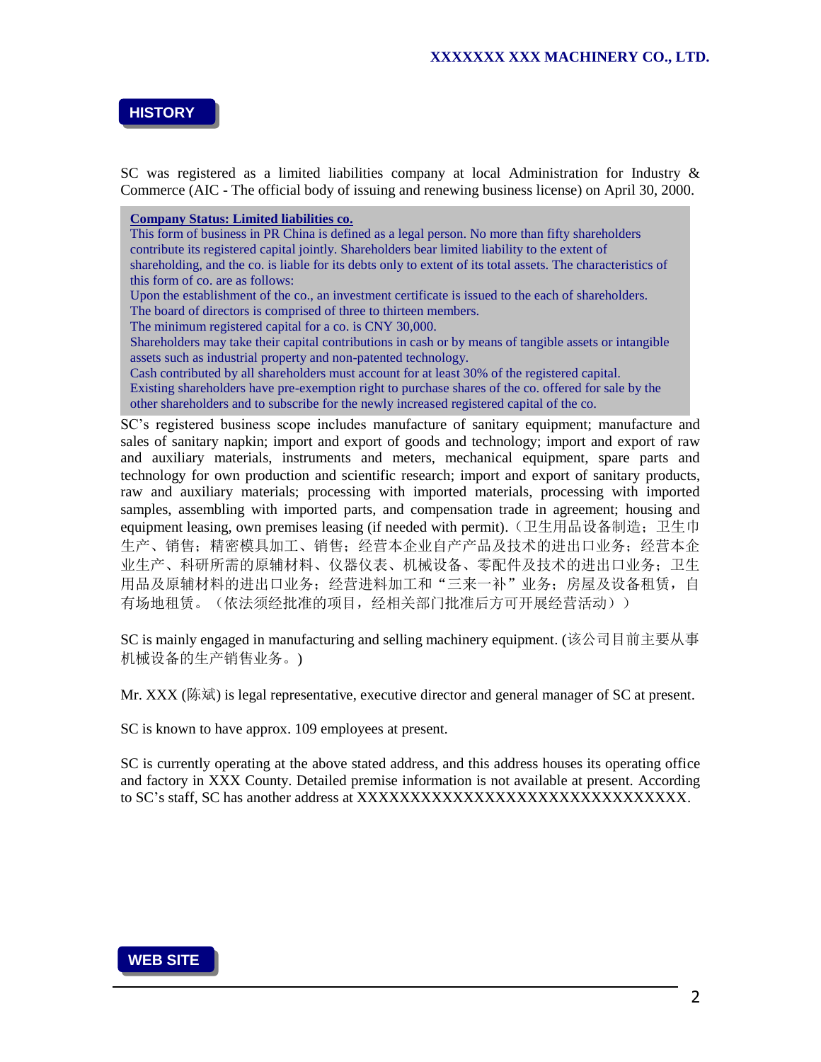## HISTORY

SC was registered as a limited liabilities company at local Administration for Industry & Commerce (AIC - The official body of issuing and renewing business license) on April 30, 2000.

> **Company Status: Limited liabilities co.**
> This form of business in PR China is defined as a legal person. No more than fifty shareholders contribute its registered capital jointly. Shareholders bear limited liability to the extent of shareholding, and the co. is liable for its debts only to extent of its total assets. The characteristics of this form of co. are as follows:
> Upon the establishment of the co., an investment certificate is issued to the each of shareholders.
> The board of directors is comprised of three to thirteen members.
> The minimum registered capital for a co. is CNY 30,000.
> Shareholders may take their capital contributions in cash or by means of tangible assets or intangible assets such as industrial property and non-patented technology.
> Cash contributed by all shareholders must account for at least 30% of the registered capital.
> Existing shareholders have pre-exemption right to purchase shares of the co. offered for sale by the other shareholders and to subscribe for the newly increased registered capital of the co.

SC's registered business scope includes manufacture of sanitary equipment; manufacture and sales of sanitary napkin; import and export of goods and technology; import and export of raw and auxiliary materials, instruments and meters, mechanical equipment, spare parts and technology for own production and scientific research; import and export of sanitary products, raw and auxiliary materials; processing with imported materials, processing with imported samples, assembling with imported parts, and compensation trade in agreement; housing and equipment leasing, own premises leasing (if needed with permit).（卫生用品设备制造；卫生巾生产、销售；精密模具加工、销售；经营本企业自产产品及技术的进出口业务；经营本企业生产、科研所需的原辅材料、仪器仪表、机械设备、零配件及技术的进出口业务；卫生用品及原辅材料的进出口业务；经营进料加工和“三来一补”业务；房屋及设备租赁，自有场地租赁。（依法须经批准的项目，经相关部门批准后方可开展经营活动））

SC is mainly engaged in manufacturing and selling machinery equipment. (该公司目前主要从事机械设备的生产销售业务。)

Mr. XXX (陈斌) is legal representative, executive director and general manager of SC at present.

SC is known to have approx. 109 employees at present.

SC is currently operating at the above stated address, and this address houses its operating office and factory in XXX County. Detailed premise information is not available at present. According to SC's staff, SC has another address at XXXXXXXXXXXXXXXXXXXXXXXXXXXXXXX.

## WEB SITE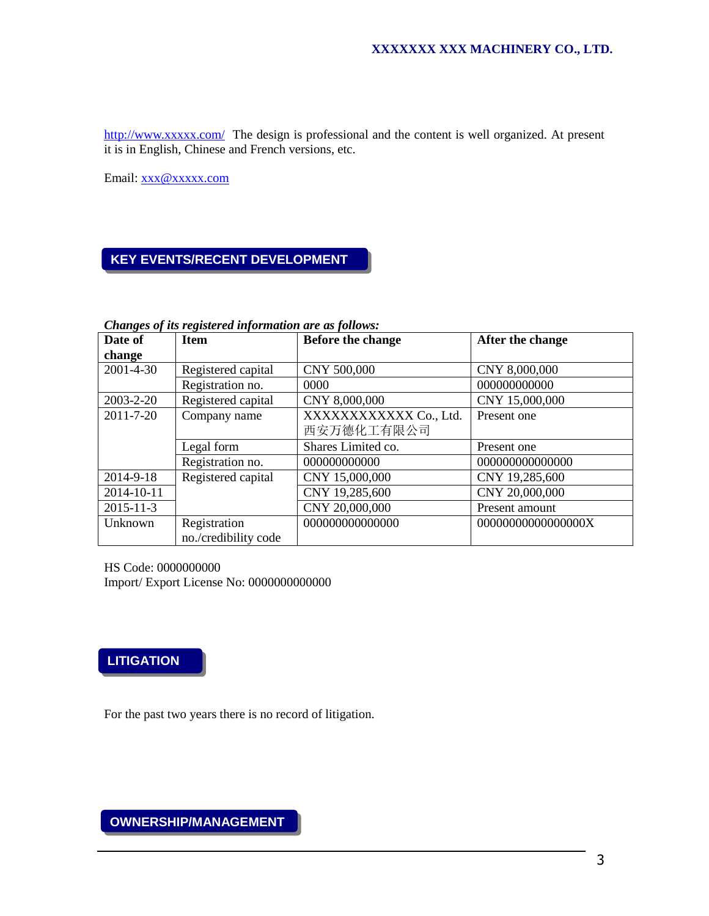http://www.xxxxx.com/ The design is professional and the content is well organized. At present it is in English, Chinese and French versions, etc.

Email: xxx@xxxxx.com

## KEY EVENTS/RECENT DEVELOPMENT

***Changes of its registered information are as follows:***

| **Date of change** | **Item** | **Before the change** | **After the change** |
|---|---|---|---|
| 2001-4-30 | Registered capital | CNY 500,000 | CNY 8,000,000 |
| | Registration no. | 0000 | 000000000000 |
| 2003-2-20 | Registered capital | CNY 8,000,000 | CNY 15,000,000 |
| 2011-7-20 | Company name | XXXXXXXXXXXX Co., Ltd. 西安万德化工有限公司 | Present one |
| | Legal form | Shares Limited co. | Present one |
| | Registration no. | 000000000000 | 000000000000000 |
| 2014-9-18 | Registered capital | CNY 15,000,000 | CNY 19,285,600 |
| 2014-10-11 | | CNY 19,285,600 | CNY 20,000,000 |
| 2015-11-3 | | CNY 20,000,000 | Present amount |
| Unknown | Registration no./credibility code | 000000000000000 | 00000000000000000X |

HS Code: 0000000000
Import/ Export License No: 0000000000000

## LITIGATION

For the past two years there is no record of litigation.

## OWNERSHIP/MANAGEMENT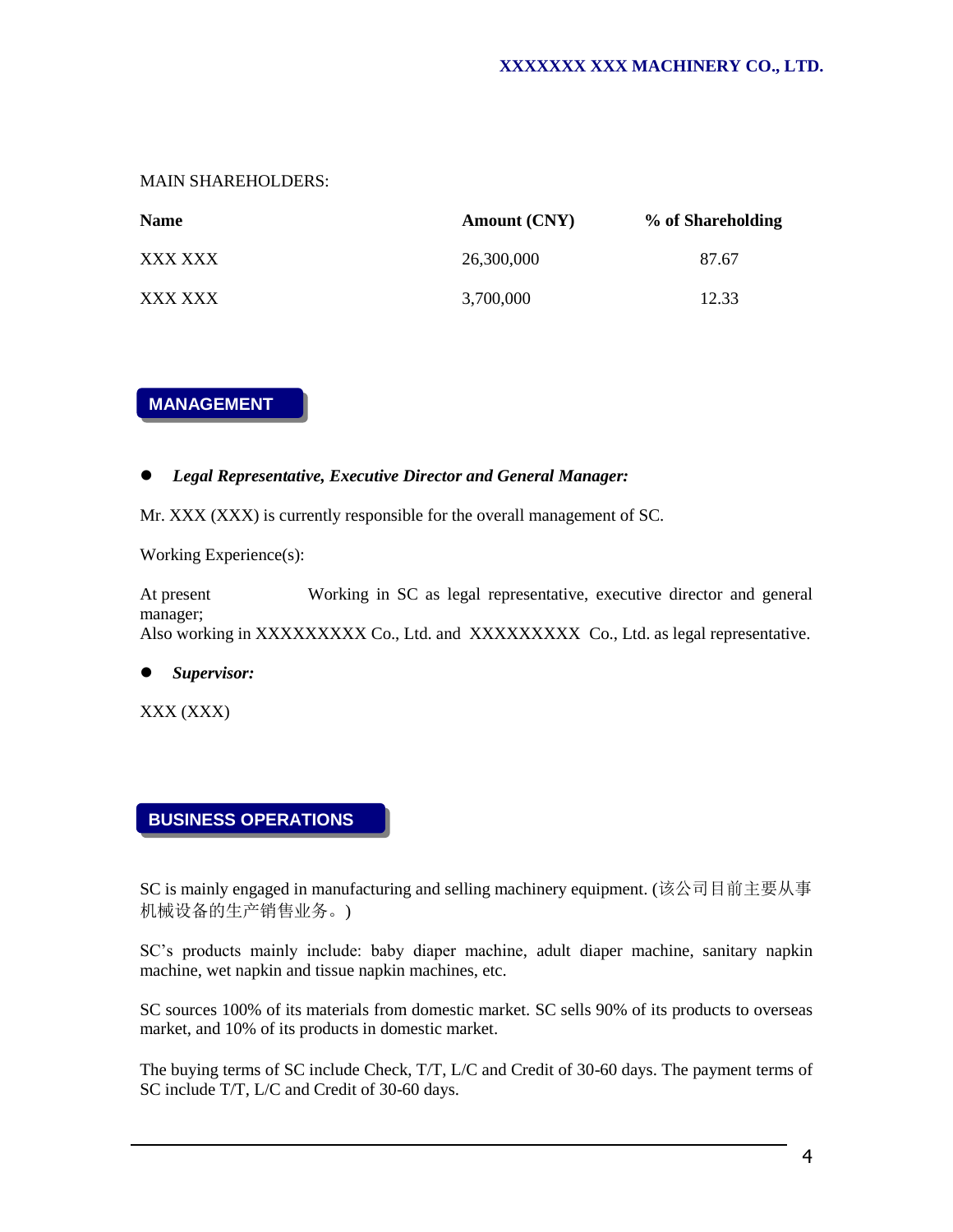MAIN SHAREHOLDERS:

| Name | Amount (CNY) | % of Shareholding |
| --- | --- | --- |
| XXX XXX | 26,300,000 | 87.67 |
| XXX XXX | 3,700,000 | 12.33 |

## MANAGEMENT

- ***Legal Representative, Executive Director and General Manager:***

Mr. XXX (XXX) is currently responsible for the overall management of SC.

Working Experience(s):

At present Working in SC as legal representative, executive director and general manager;
Also working in XXXXXXXXX Co., Ltd. and XXXXXXXXX Co., Ltd. as legal representative.

- ***Supervisor:***

XXX (XXX)

## BUSINESS OPERATIONS

SC is mainly engaged in manufacturing and selling machinery equipment. (该公司目前主要从事机械设备的生产销售业务。)

SC's products mainly include: baby diaper machine, adult diaper machine, sanitary napkin machine, wet napkin and tissue napkin machines, etc.

SC sources 100% of its materials from domestic market. SC sells 90% of its products to overseas market, and 10% of its products in domestic market.

The buying terms of SC include Check, T/T, L/C and Credit of 30-60 days. The payment terms of SC include T/T, L/C and Credit of 30-60 days.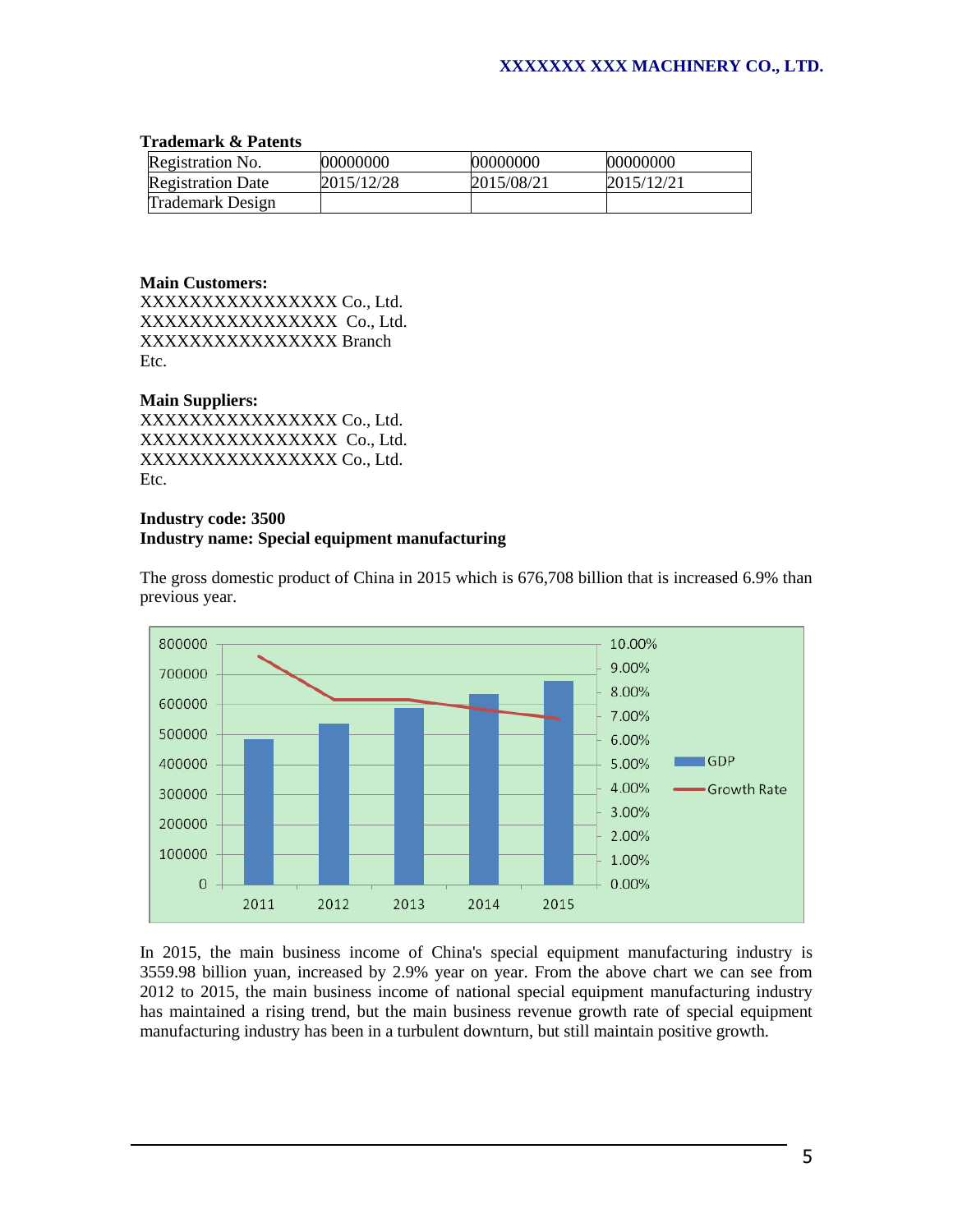**Trademark & Patents**

| Registration No. | 00000000 | 00000000 | 00000000 |
|---|---|---|---|
| Registration Date | 2015/12/28 | 2015/08/21 | 2015/12/21 |
| Trademark Design | | | |

**Main Customers:**
XXXXXXXXXXXXXXXX Co., Ltd.
XXXXXXXXXXXXXXXX Co., Ltd.
XXXXXXXXXXXXXXXX Branch
Etc.

**Main Suppliers:**
XXXXXXXXXXXXXXXX Co., Ltd.
XXXXXXXXXXXXXXXX Co., Ltd.
XXXXXXXXXXXXXXXX Co., Ltd.
Etc.

**Industry code: 3500**
**Industry name: Special equipment manufacturing**

The gross domestic product of China in 2015 which is 676,708 billion that is increased 6.9% than previous year.

In 2015, the main business income of China's special equipment manufacturing industry is 3559.98 billion yuan, increased by 2.9% year on year. From the above chart we can see from 2012 to 2015, the main business income of national special equipment manufacturing industry has maintained a rising trend, but the main business revenue growth rate of special equipment manufacturing industry has been in a turbulent downturn, but still maintain positive growth.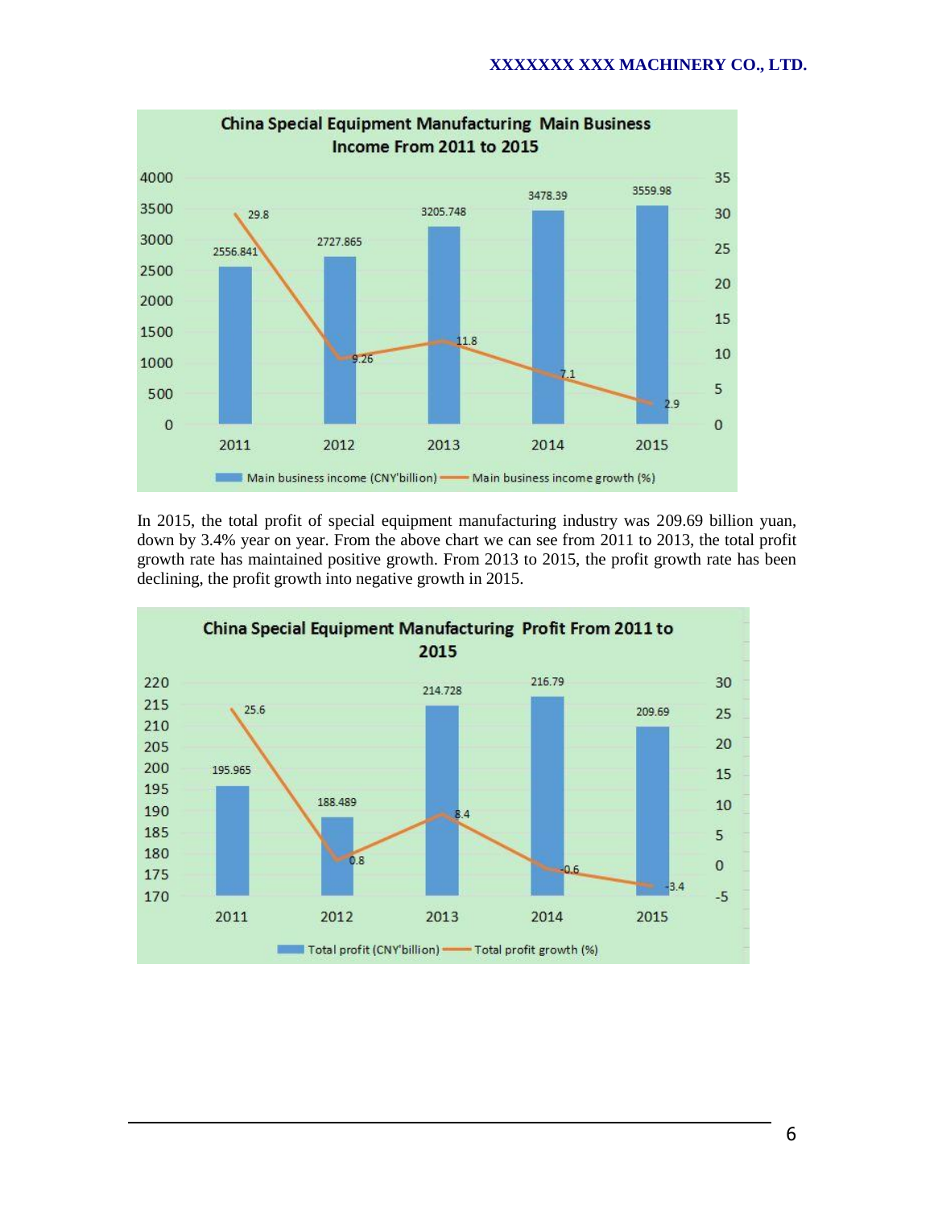**China Special Equipment Manufacturing Main Business Income From 2011 to 2015**

| Year | Main business income (CNY'billion) | Main business income growth (%) |
|---|---|---|
| 2011 | 2556.841 | 29.8 |
| 2012 | 2727.865 | 9.26 |
| 2013 | 3205.748 | 11.8 |
| 2014 | 3478.39 | 7.1 |
| 2015 | 3559.98 | 2.9 |

In 2015, the total profit of special equipment manufacturing industry was 209.69 billion yuan, down by 3.4% year on year. From the above chart we can see from 2011 to 2013, the total profit growth rate has maintained positive growth. From 2013 to 2015, the profit growth rate has been declining, the profit growth into negative growth in 2015.

**China Special Equipment Manufacturing Profit From 2011 to 2015**

| Year | Total profit (CNY'billion) | Total profit growth (%) |
|---|---|---|
| 2011 | 195.965 | 25.6 |
| 2012 | 188.489 | 0.8 |
| 2013 | 214.728 | 8.4 |
| 2014 | 216.79 | -0.6 |
| 2015 | 209.69 | -3.4 |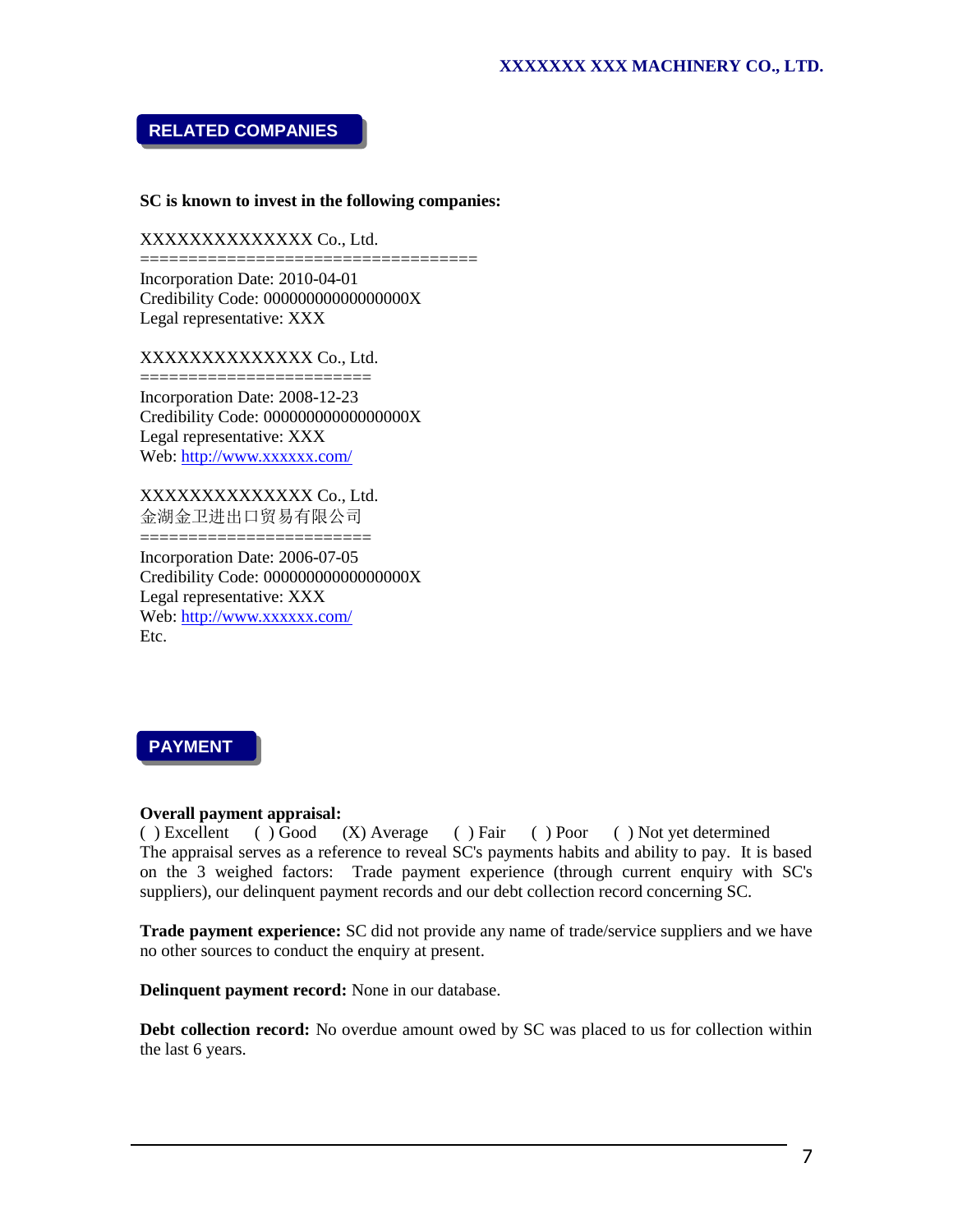## RELATED COMPANIES

**SC is known to invest in the following companies:**

XXXXXXXXXXXXXX Co., Ltd.
==================================
Incorporation Date: 2010-04-01
Credibility Code: 00000000000000000X
Legal representative: XXX

XXXXXXXXXXXXXX Co., Ltd.
=======================
Incorporation Date: 2008-12-23
Credibility Code: 00000000000000000X
Legal representative: XXX
Web: http://www.xxxxxx.com/

XXXXXXXXXXXXXX Co., Ltd.
金湖金卫进出口贸易有限公司
=======================
Incorporation Date: 2006-07-05
Credibility Code: 00000000000000000X
Legal representative: XXX
Web: http://www.xxxxxx.com/
Etc.

## PAYMENT

**Overall payment appraisal:**
( ) Excellent ( ) Good (X) Average ( ) Fair ( ) Poor ( ) Not yet determined
The appraisal serves as a reference to reveal SC's payments habits and ability to pay. It is based on the 3 weighed factors: Trade payment experience (through current enquiry with SC's suppliers), our delinquent payment records and our debt collection record concerning SC.

**Trade payment experience:** SC did not provide any name of trade/service suppliers and we have no other sources to conduct the enquiry at present.

**Delinquent payment record:** None in our database.

**Debt collection record:** No overdue amount owed by SC was placed to us for collection within the last 6 years.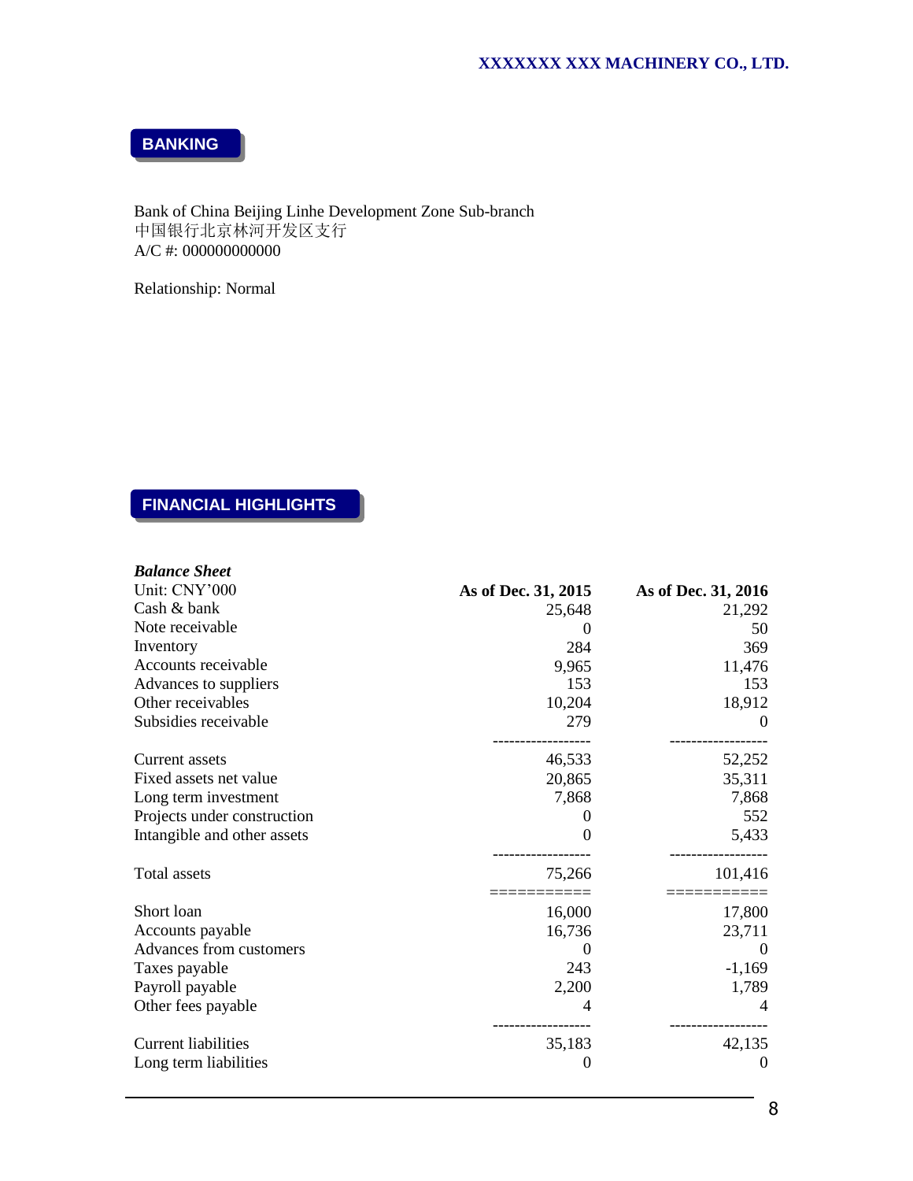## BANKING

Bank of China Beijing Linhe Development Zone Sub-branch
中国银行北京林河开发区支行
A/C #: 000000000000

Relationship: Normal

## FINANCIAL HIGHLIGHTS

***Balance Sheet***

| Unit: CNY'000 | As of Dec. 31, 2015 | As of Dec. 31, 2016 |
|---|---:|---:|
| Cash & bank | 25,648 | 21,292 |
| Note receivable | 0 | 50 |
| Inventory | 284 | 369 |
| Accounts receivable | 9,965 | 11,476 |
| Advances to suppliers | 153 | 153 |
| Other receivables | 10,204 | 18,912 |
| Subsidies receivable | 279 | 0 |
| Current assets | 46,533 | 52,252 |
| Fixed assets net value | 20,865 | 35,311 |
| Long term investment | 7,868 | 7,868 |
| Projects under construction | 0 | 552 |
| Intangible and other assets | 0 | 5,433 |
| Total assets | 75,266 | 101,416 |
| Short loan | 16,000 | 17,800 |
| Accounts payable | 16,736 | 23,711 |
| Advances from customers | 0 | 0 |
| Taxes payable | 243 | -1,169 |
| Payroll payable | 2,200 | 1,789 |
| Other fees payable | 4 | 4 |
| Current liabilities | 35,183 | 42,135 |
| Long term liabilities | 0 | 0 |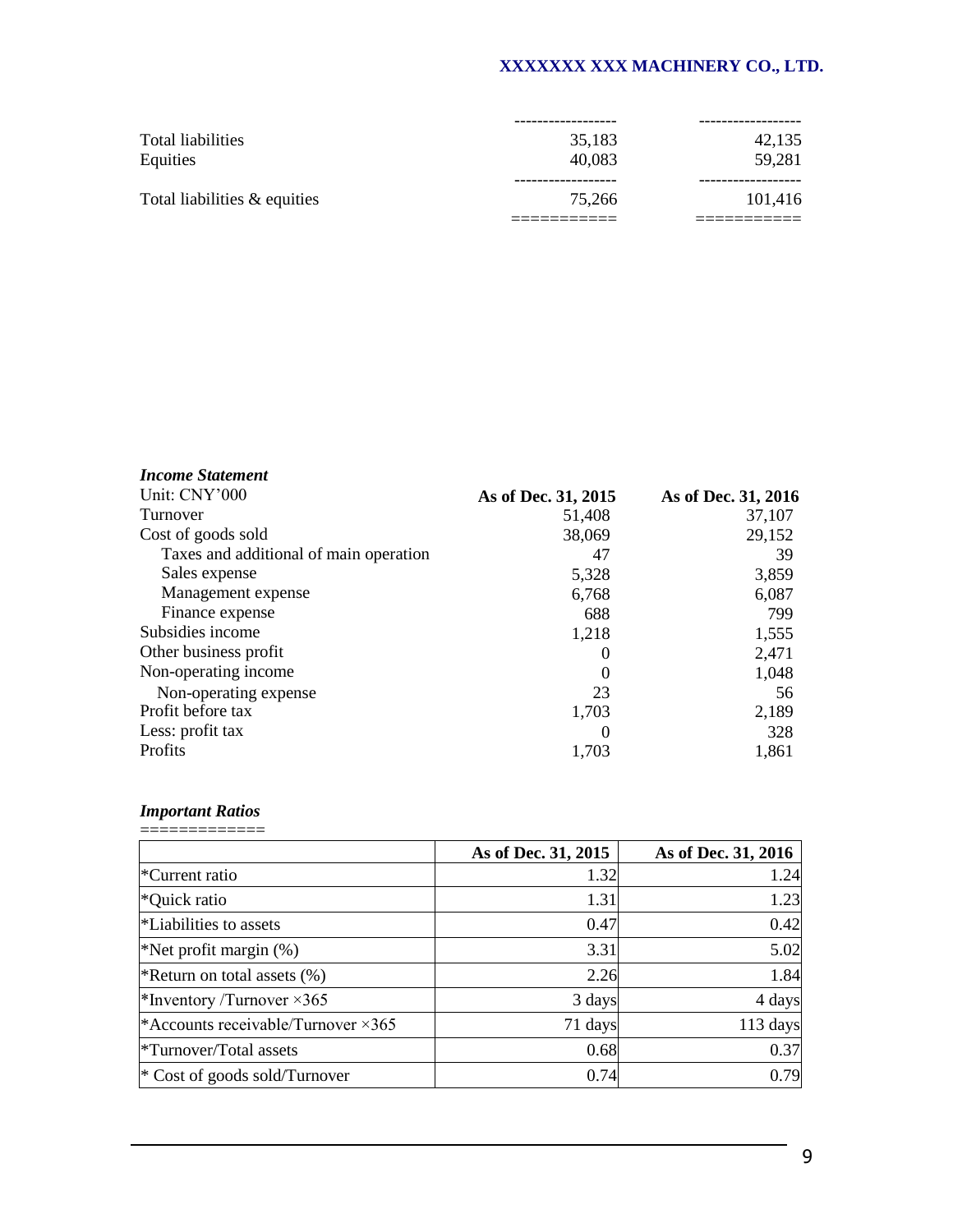|  |  |  |
|---|---|---|
| Total liabilities | 35,183 | 42,135 |
| Equities | 40,083 | 59,281 |
| Total liabilities & equities | 75,266 | 101,416 |

***Income Statement***

| Unit: CNY'000 | **As of Dec. 31, 2015** | **As of Dec. 31, 2016** |
|---|---|---|
| Turnover | 51,408 | 37,107 |
| Cost of goods sold | 38,069 | 29,152 |
| Taxes and additional of main operation | 47 | 39 |
| Sales expense | 5,328 | 3,859 |
| Management expense | 6,768 | 6,087 |
| Finance expense | 688 | 799 |
| Subsidies income | 1,218 | 1,555 |
| Other business profit | 0 | 2,471 |
| Non-operating income | 0 | 1,048 |
| Non-operating expense | 23 | 56 |
| Profit before tax | 1,703 | 2,189 |
| Less: profit tax | 0 | 328 |
| Profits | 1,703 | 1,861 |

***Important Ratios***

|  | **As of Dec. 31, 2015** | **As of Dec. 31, 2016** |
|---|---|---|
| *Current ratio | 1.32 | 1.24 |
| *Quick ratio | 1.31 | 1.23 |
| *Liabilities to assets | 0.47 | 0.42 |
| *Net profit margin (%) | 3.31 | 5.02 |
| *Return on total assets (%) | 2.26 | 1.84 |
| *Inventory /Turnover ×365 | 3 days | 4 days |
| *Accounts receivable/Turnover ×365 | 71 days | 113 days |
| *Turnover/Total assets | 0.68 | 0.37 |
| * Cost of goods sold/Turnover | 0.74 | 0.79 |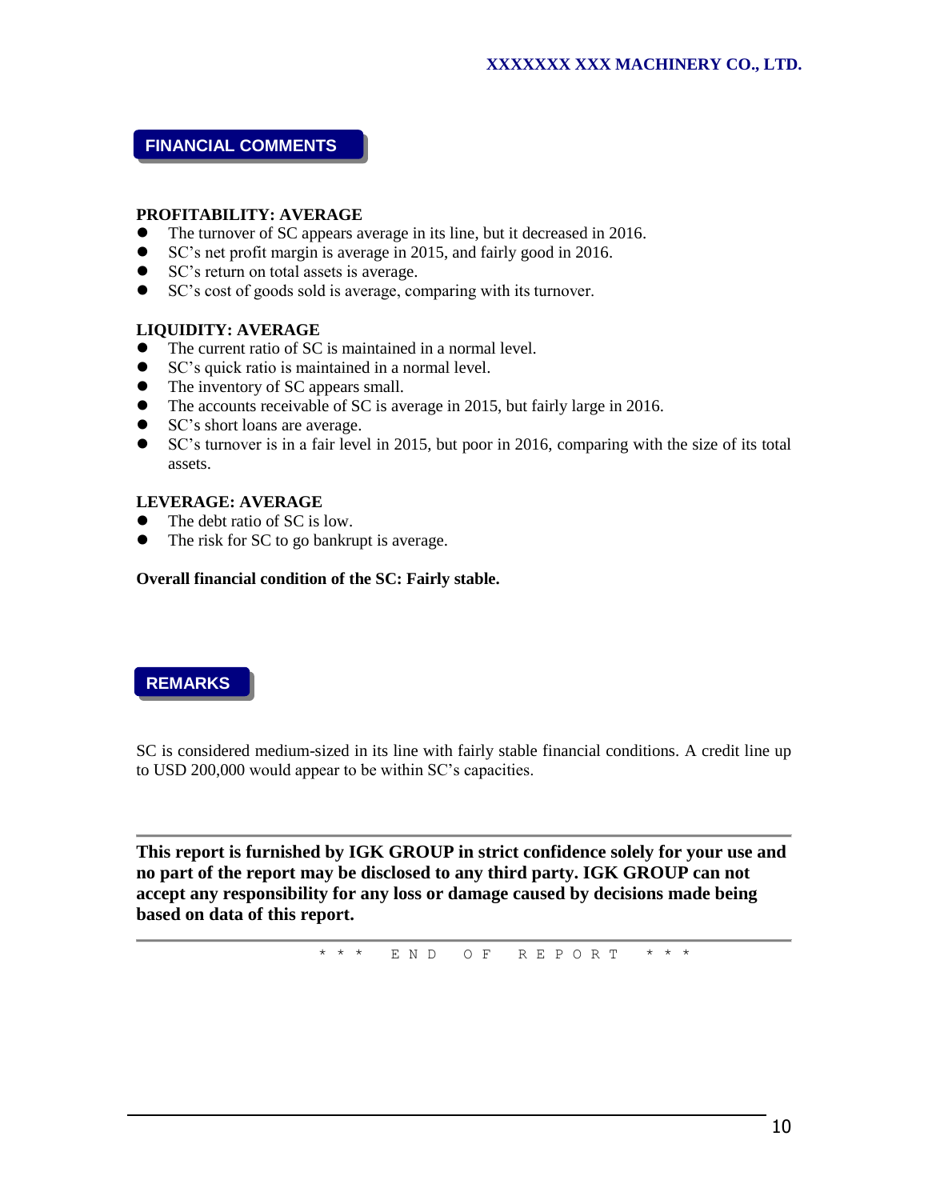## FINANCIAL COMMENTS

**PROFITABILITY: AVERAGE**

- The turnover of SC appears average in its line, but it decreased in 2016.
- SC's net profit margin is average in 2015, and fairly good in 2016.
- SC's return on total assets is average.
- SC's cost of goods sold is average, comparing with its turnover.

**LIQUIDITY: AVERAGE**

- The current ratio of SC is maintained in a normal level.
- SC's quick ratio is maintained in a normal level.
- The inventory of SC appears small.
- The accounts receivable of SC is average in 2015, but fairly large in 2016.
- SC's short loans are average.
- SC's turnover is in a fair level in 2015, but poor in 2016, comparing with the size of its total assets.

**LEVERAGE: AVERAGE**

- The debt ratio of SC is low.
- The risk for SC to go bankrupt is average.

**Overall financial condition of the SC: Fairly stable.**

## REMARKS

SC is considered medium-sized in its line with fairly stable financial conditions. A credit line up to USD 200,000 would appear to be within SC's capacities.

---

**This report is furnished by IGK GROUP in strict confidence solely for your use and no part of the report may be disclosed to any third party. IGK GROUP can not accept any responsibility for any loss or damage caused by decisions made being based on data of this report.**

---

\*\*\* END OF REPORT \*\*\*